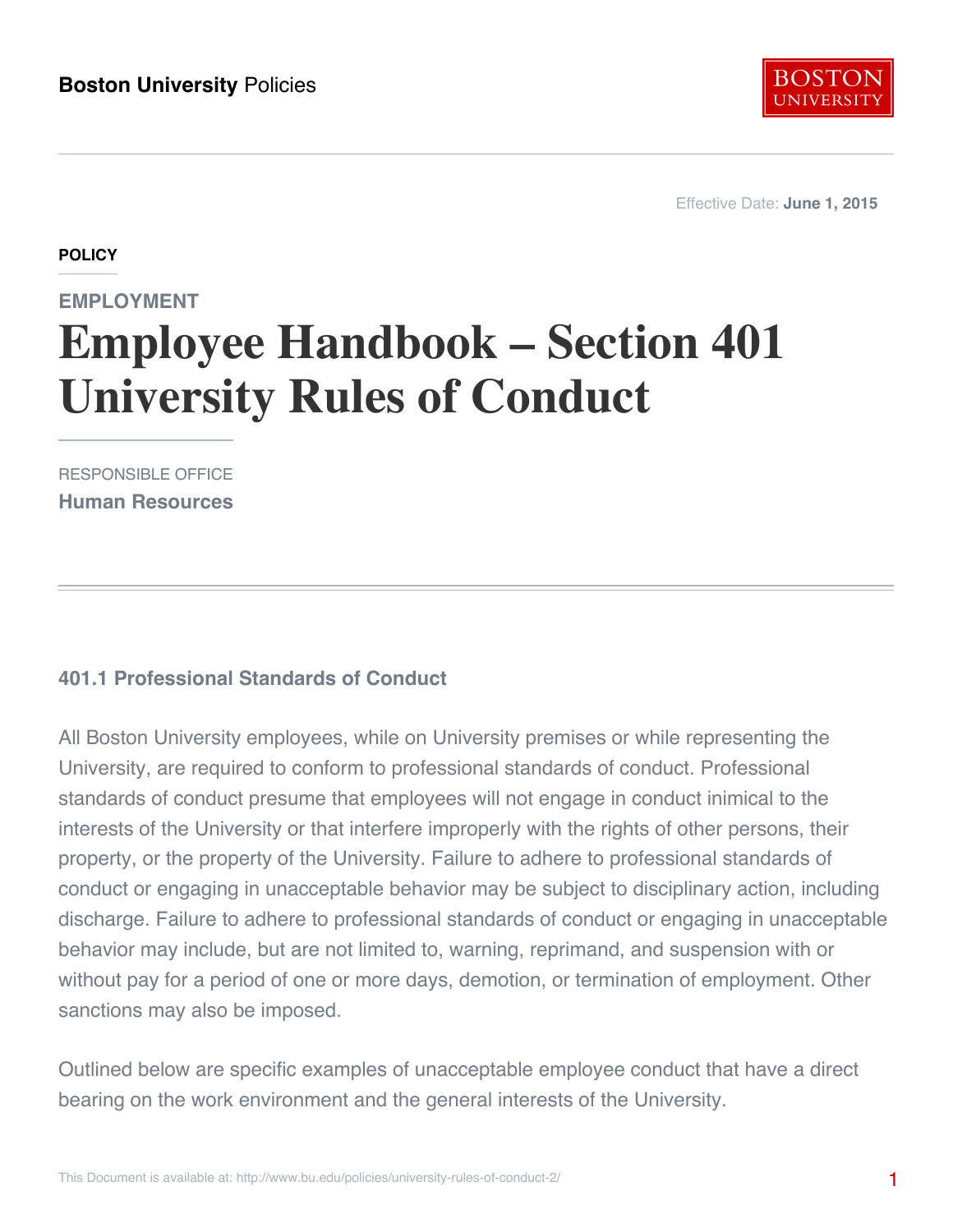Boston University Policies

Effective Date: **June 1, 2015**

**POLICY**

## EMPLOYMENT

# Employee Handbook – Section 401 University Rules of Conduct

RESPONSIBLE OFFICE

**Human Resources**

### 401.1 Professional Standards of Conduct

All Boston University employees, while on University premises or while representing the University, are required to conform to professional standards of conduct. Professional standards of conduct presume that employees will not engage in conduct inimical to the interests of the University or that interfere improperly with the rights of other persons, their property, or the property of the University. Failure to adhere to professional standards of conduct or engaging in unacceptable behavior may be subject to disciplinary action, including discharge. Failure to adhere to professional standards of conduct or engaging in unacceptable behavior may include, but are not limited to, warning, reprimand, and suspension with or without pay for a period of one or more days, demotion, or termination of employment. Other sanctions may also be imposed.

Outlined below are specific examples of unacceptable employee conduct that have a direct bearing on the work environment and the general interests of the University.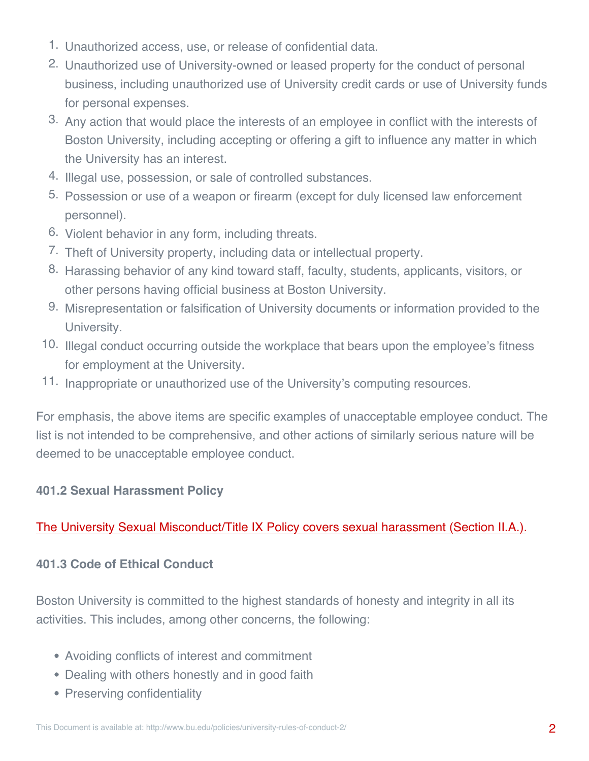1. Unauthorized access, use, or release of confidential data.
2. Unauthorized use of University-owned or leased property for the conduct of personal business, including unauthorized use of University credit cards or use of University funds for personal expenses.
3. Any action that would place the interests of an employee in conflict with the interests of Boston University, including accepting or offering a gift to influence any matter in which the University has an interest.
4. Illegal use, possession, or sale of controlled substances.
5. Possession or use of a weapon or firearm (except for duly licensed law enforcement personnel).
6. Violent behavior in any form, including threats.
7. Theft of University property, including data or intellectual property.
8. Harassing behavior of any kind toward staff, faculty, students, applicants, visitors, or other persons having official business at Boston University.
9. Misrepresentation or falsification of University documents or information provided to the University.
10. Illegal conduct occurring outside the workplace that bears upon the employee's fitness for employment at the University.
11. Inappropriate or unauthorized use of the University's computing resources.

For emphasis, the above items are specific examples of unacceptable employee conduct. The list is not intended to be comprehensive, and other actions of similarly serious nature will be deemed to be unacceptable employee conduct.

**401.2 Sexual Harassment Policy**

The University Sexual Misconduct/Title IX Policy covers sexual harassment (Section II.A.).

**401.3 Code of Ethical Conduct**

Boston University is committed to the highest standards of honesty and integrity in all its activities. This includes, among other concerns, the following:

- Avoiding conflicts of interest and commitment
- Dealing with others honestly and in good faith
- Preserving confidentiality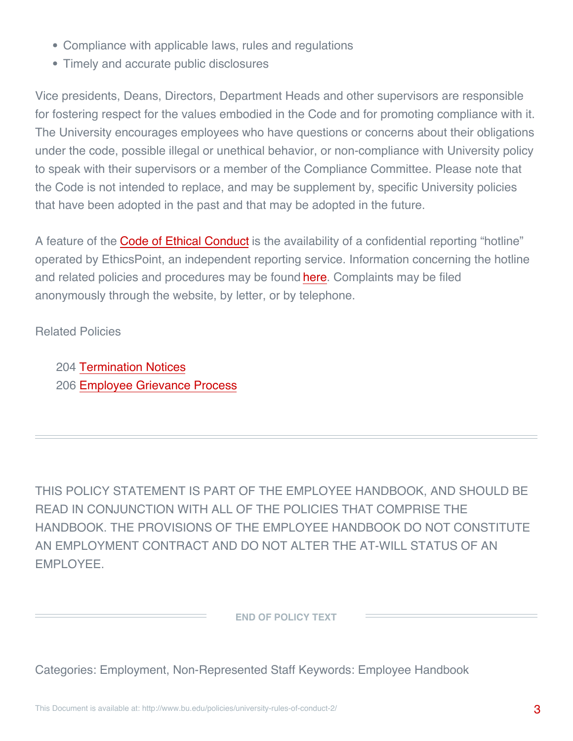- Compliance with applicable laws, rules and regulations
- Timely and accurate public disclosures

Vice presidents, Deans, Directors, Department Heads and other supervisors are responsible for fostering respect for the values embodied in the Code and for promoting compliance with it. The University encourages employees who have questions or concerns about their obligations under the code, possible illegal or unethical behavior, or non-compliance with University policy to speak with their supervisors or a member of the Compliance Committee. Please note that the Code is not intended to replace, and may be supplement by, specific University policies that have been adopted in the past and that may be adopted in the future.

A feature of the Code of Ethical Conduct is the availability of a confidential reporting "hotline" operated by EthicsPoint, an independent reporting service. Information concerning the hotline and related policies and procedures may be found here. Complaints may be filed anonymously through the website, by letter, or by telephone.

Related Policies

204 Termination Notices
206 Employee Grievance Process

---

THIS POLICY STATEMENT IS PART OF THE EMPLOYEE HANDBOOK, AND SHOULD BE READ IN CONJUNCTION WITH ALL OF THE POLICIES THAT COMPRISE THE HANDBOOK. THE PROVISIONS OF THE EMPLOYEE HANDBOOK DO NOT CONSTITUTE AN EMPLOYMENT CONTRACT AND DO NOT ALTER THE AT-WILL STATUS OF AN EMPLOYEE.

**END OF POLICY TEXT**

Categories: Employment, Non-Represented Staff Keywords: Employee Handbook